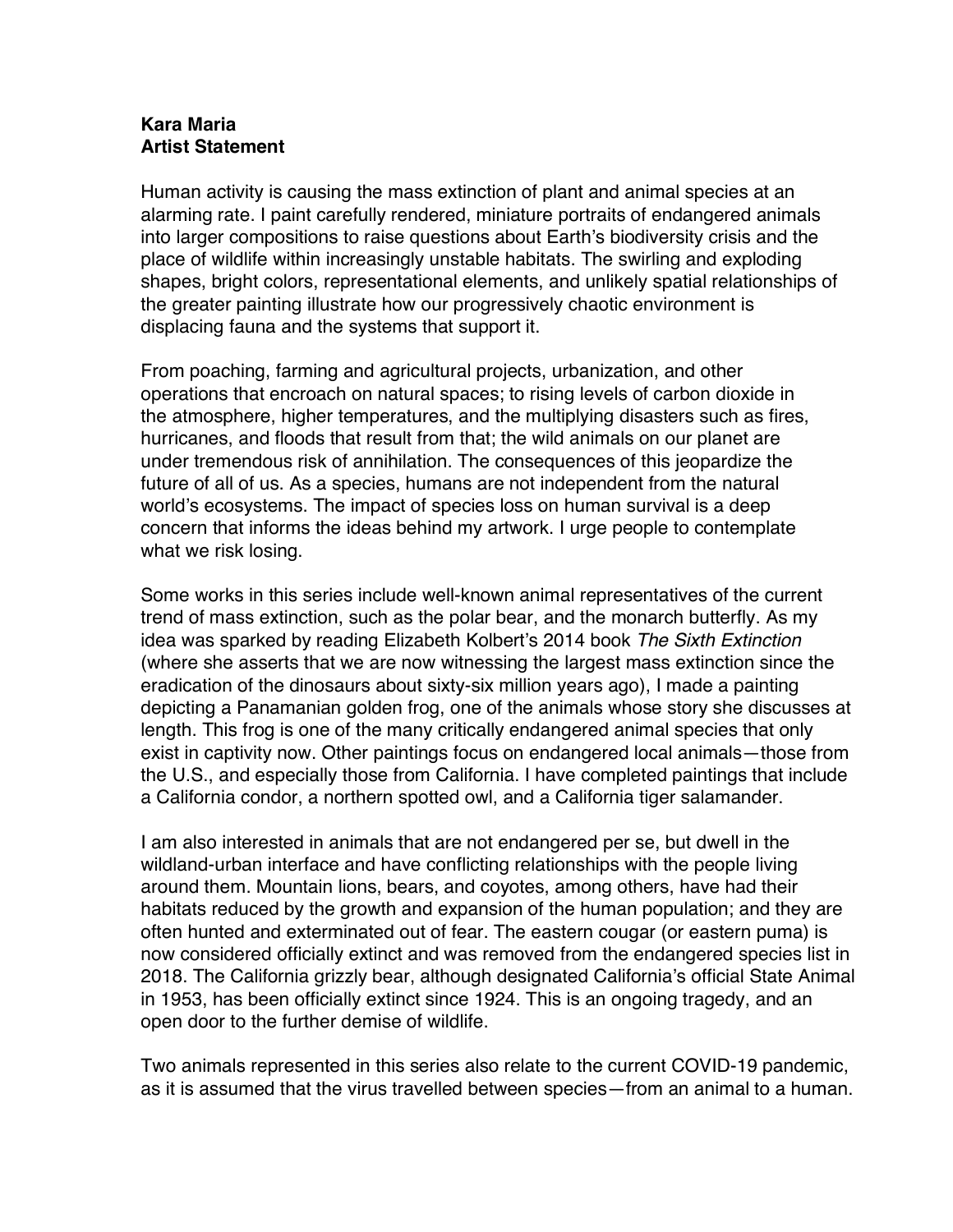**Kara Maria**
**Artist Statement**

Human activity is causing the mass extinction of plant and animal species at an alarming rate. I paint carefully rendered, miniature portraits of endangered animals into larger compositions to raise questions about Earth's biodiversity crisis and the place of wildlife within increasingly unstable habitats. The swirling and exploding shapes, bright colors, representational elements, and unlikely spatial relationships of the greater painting illustrate how our progressively chaotic environment is displacing fauna and the systems that support it.

From poaching, farming and agricultural projects, urbanization, and other operations that encroach on natural spaces; to rising levels of carbon dioxide in the atmosphere, higher temperatures, and the multiplying disasters such as fires, hurricanes, and floods that result from that; the wild animals on our planet are under tremendous risk of annihilation. The consequences of this jeopardize the future of all of us. As a species, humans are not independent from the natural world's ecosystems. The impact of species loss on human survival is a deep concern that informs the ideas behind my artwork. I urge people to contemplate what we risk losing.

Some works in this series include well-known animal representatives of the current trend of mass extinction, such as the polar bear, and the monarch butterfly. As my idea was sparked by reading Elizabeth Kolbert's 2014 book *The Sixth Extinction* (where she asserts that we are now witnessing the largest mass extinction since the eradication of the dinosaurs about sixty-six million years ago), I made a painting depicting a Panamanian golden frog, one of the animals whose story she discusses at length. This frog is one of the many critically endangered animal species that only exist in captivity now. Other paintings focus on endangered local animals—those from the U.S., and especially those from California. I have completed paintings that include a California condor, a northern spotted owl, and a California tiger salamander.

I am also interested in animals that are not endangered per se, but dwell in the wildland-urban interface and have conflicting relationships with the people living around them. Mountain lions, bears, and coyotes, among others, have had their habitats reduced by the growth and expansion of the human population; and they are often hunted and exterminated out of fear. The eastern cougar (or eastern puma) is now considered officially extinct and was removed from the endangered species list in 2018. The California grizzly bear, although designated California's official State Animal in 1953, has been officially extinct since 1924. This is an ongoing tragedy, and an open door to the further demise of wildlife.

Two animals represented in this series also relate to the current COVID-19 pandemic, as it is assumed that the virus travelled between species—from an animal to a human.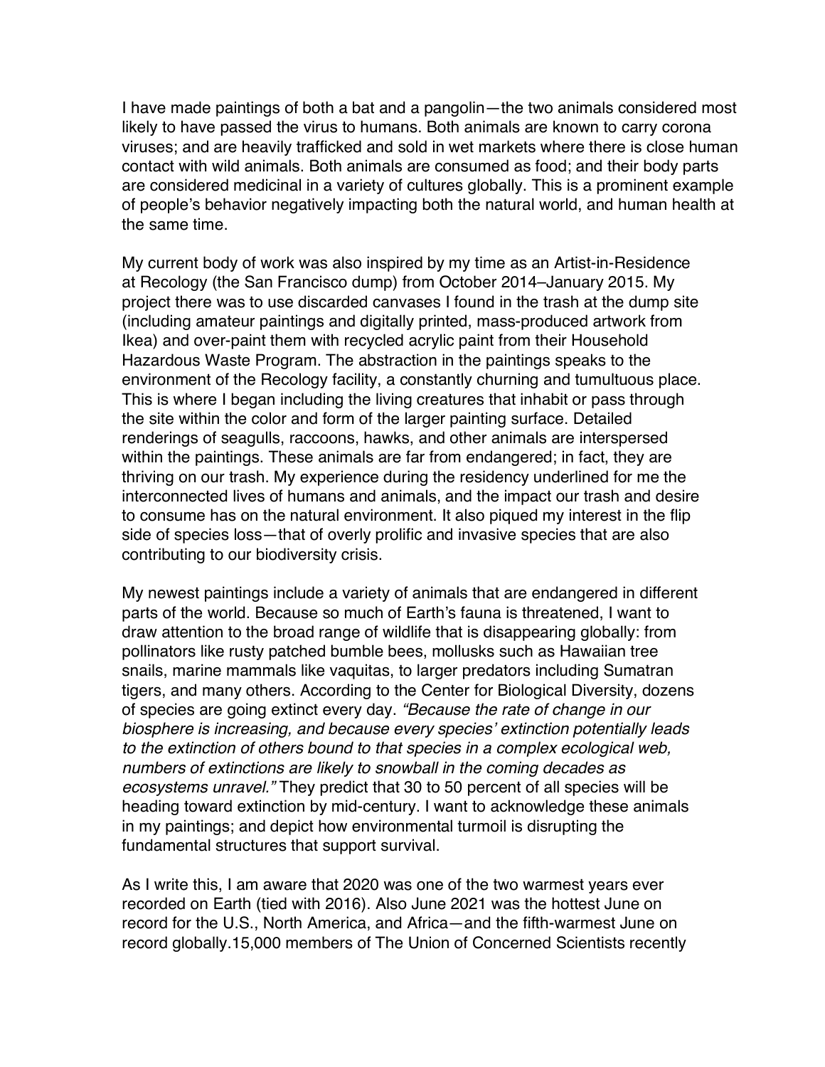I have made paintings of both a bat and a pangolin—the two animals considered most likely to have passed the virus to humans. Both animals are known to carry corona viruses; and are heavily trafficked and sold in wet markets where there is close human contact with wild animals. Both animals are consumed as food; and their body parts are considered medicinal in a variety of cultures globally. This is a prominent example of people's behavior negatively impacting both the natural world, and human health at the same time.

My current body of work was also inspired by my time as an Artist-in-Residence at Recology (the San Francisco dump) from October 2014–January 2015. My project there was to use discarded canvases I found in the trash at the dump site (including amateur paintings and digitally printed, mass-produced artwork from Ikea) and over-paint them with recycled acrylic paint from their Household Hazardous Waste Program. The abstraction in the paintings speaks to the environment of the Recology facility, a constantly churning and tumultuous place. This is where I began including the living creatures that inhabit or pass through the site within the color and form of the larger painting surface. Detailed renderings of seagulls, raccoons, hawks, and other animals are interspersed within the paintings. These animals are far from endangered; in fact, they are thriving on our trash. My experience during the residency underlined for me the interconnected lives of humans and animals, and the impact our trash and desire to consume has on the natural environment. It also piqued my interest in the flip side of species loss—that of overly prolific and invasive species that are also contributing to our biodiversity crisis.

My newest paintings include a variety of animals that are endangered in different parts of the world. Because so much of Earth's fauna is threatened, I want to draw attention to the broad range of wildlife that is disappearing globally: from pollinators like rusty patched bumble bees, mollusks such as Hawaiian tree snails, marine mammals like vaquitas, to larger predators including Sumatran tigers, and many others. According to the Center for Biological Diversity, dozens of species are going extinct every day. *"Because the rate of change in our biosphere is increasing, and because every species' extinction potentially leads to the extinction of others bound to that species in a complex ecological web, numbers of extinctions are likely to snowball in the coming decades as ecosystems unravel."* They predict that 30 to 50 percent of all species will be heading toward extinction by mid-century. I want to acknowledge these animals in my paintings; and depict how environmental turmoil is disrupting the fundamental structures that support survival.

As I write this, I am aware that 2020 was one of the two warmest years ever recorded on Earth (tied with 2016). Also June 2021 was the hottest June on record for the U.S., North America, and Africa—and the fifth-warmest June on record globally.15,000 members of The Union of Concerned Scientists recently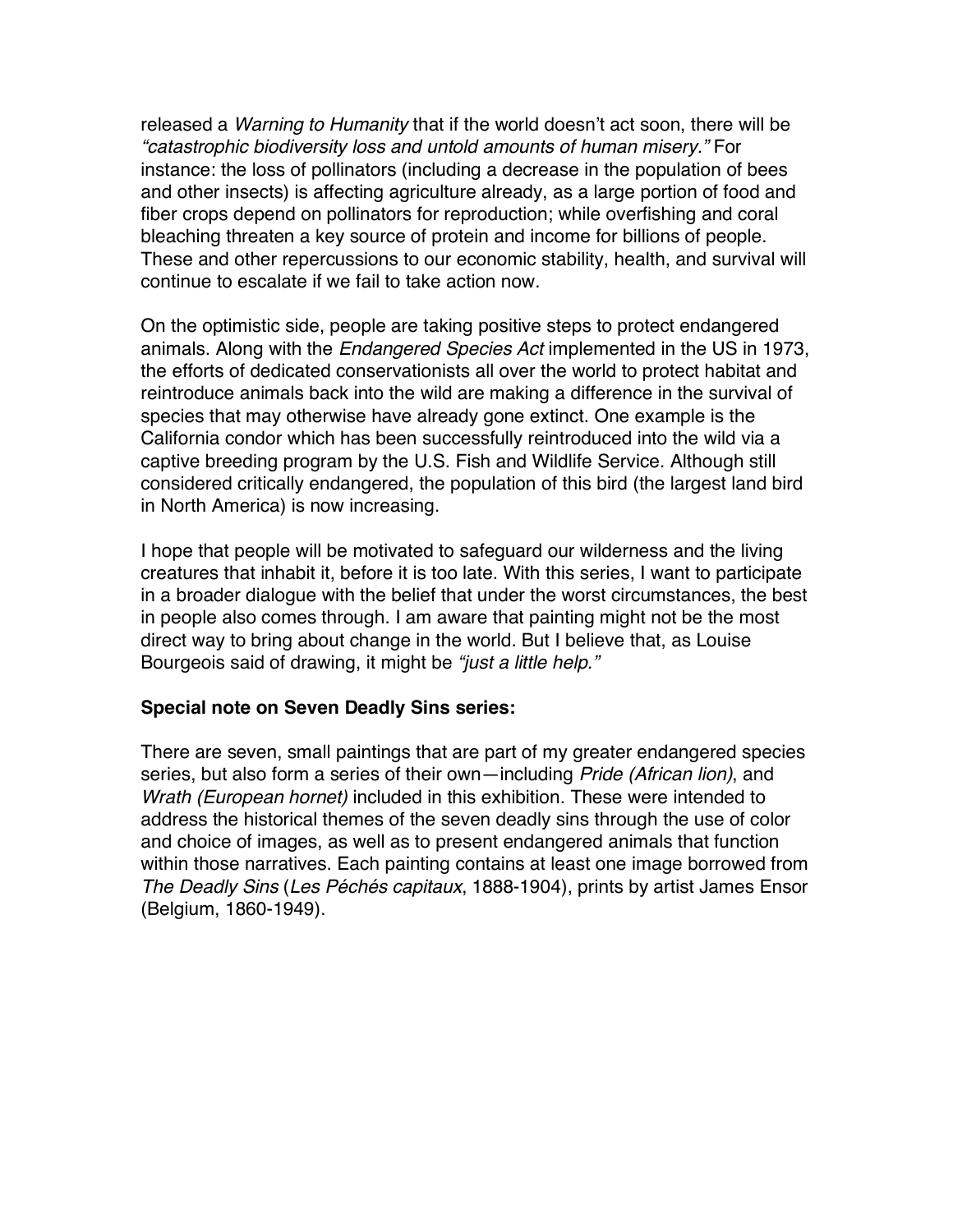released a *Warning to Humanity* that if the world doesn't act soon, there will be *"catastrophic biodiversity loss and untold amounts of human misery."* For instance: the loss of pollinators (including a decrease in the population of bees and other insects) is affecting agriculture already, as a large portion of food and fiber crops depend on pollinators for reproduction; while overfishing and coral bleaching threaten a key source of protein and income for billions of people. These and other repercussions to our economic stability, health, and survival will continue to escalate if we fail to take action now.

On the optimistic side, people are taking positive steps to protect endangered animals. Along with the *Endangered Species Act* implemented in the US in 1973, the efforts of dedicated conservationists all over the world to protect habitat and reintroduce animals back into the wild are making a difference in the survival of species that may otherwise have already gone extinct. One example is the California condor which has been successfully reintroduced into the wild via a captive breeding program by the U.S. Fish and Wildlife Service. Although still considered critically endangered, the population of this bird (the largest land bird in North America) is now increasing.

I hope that people will be motivated to safeguard our wilderness and the living creatures that inhabit it, before it is too late. With this series, I want to participate in a broader dialogue with the belief that under the worst circumstances, the best in people also comes through. I am aware that painting might not be the most direct way to bring about change in the world. But I believe that, as Louise Bourgeois said of drawing, it might be *"just a little help."*

**Special note on Seven Deadly Sins series:**

There are seven, small paintings that are part of my greater endangered species series, but also form a series of their own—including *Pride (African lion)*, and *Wrath (European hornet)* included in this exhibition. These were intended to address the historical themes of the seven deadly sins through the use of color and choice of images, as well as to present endangered animals that function within those narratives. Each painting contains at least one image borrowed from *The Deadly Sins* (*Les Péchés capitaux*, 1888-1904), prints by artist James Ensor (Belgium, 1860-1949).